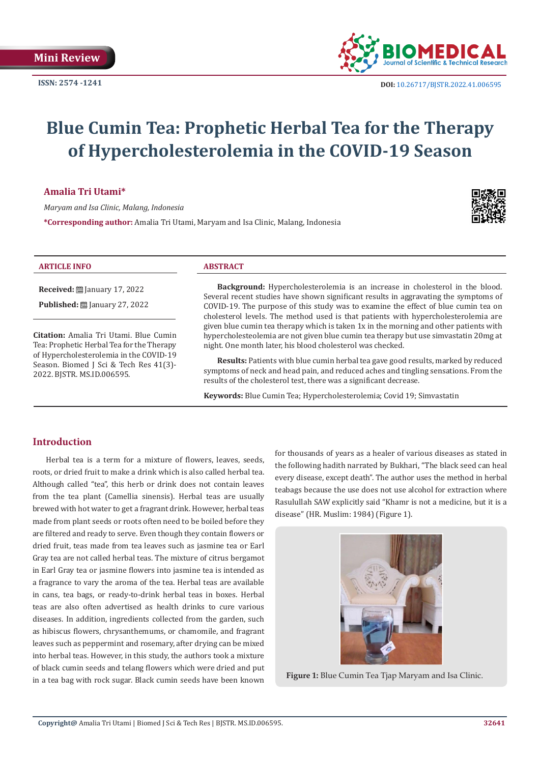Mini Review

ISSN: 2574 -1241

DOI: 10.26717/BJSTR.2022.41.006595

# Blue Cumin Tea: Prophetic Herbal Tea for the Therapy of Hypercholesterolemia in the COVID-19 Season

**Amalia Tri Utami***

*Maryam and Isa Clinic, Malang, Indonesia*

***Corresponding author:** Amalia Tri Utami, Maryam and Isa Clinic, Malang, Indonesia

## ARTICLE INFO

**Received:** January 17, 2022

**Published:** January 27, 2022

**Citation:** Amalia Tri Utami. Blue Cumin Tea: Prophetic Herbal Tea for the Therapy of Hypercholesterolemia in the COVID-19 Season. Biomed J Sci & Tech Res 41(3)-2022. BJSTR. MS.ID.006595.

## ABSTRACT

**Background:** Hypercholesterolemia is an increase in cholesterol in the blood. Several recent studies have shown significant results in aggravating the symptoms of COVID-19. The purpose of this study was to examine the effect of blue cumin tea on cholesterol levels. The method used is that patients with hypercholesterolemia are given blue cumin tea therapy which is taken 1x in the morning and other patients with hypercholesteolemia are not given blue cumin tea therapy but use simvastatin 20mg at night. One month later, his blood cholesterol was checked.

**Results:** Patients with blue cumin herbal tea gave good results, marked by reduced symptoms of neck and head pain, and reduced aches and tingling sensations. From the results of the cholesterol test, there was a significant decrease.

**Keywords:** Blue Cumin Tea; Hypercholesterolemia; Covid 19; Simvastatin

## Introduction

Herbal tea is a term for a mixture of flowers, leaves, seeds, roots, or dried fruit to make a drink which is also called herbal tea. Although called "tea", this herb or drink does not contain leaves from the tea plant (Camellia sinensis). Herbal teas are usually brewed with hot water to get a fragrant drink. However, herbal teas made from plant seeds or roots often need to be boiled before they are filtered and ready to serve. Even though they contain flowers or dried fruit, teas made from tea leaves such as jasmine tea or Earl Gray tea are not called herbal teas. The mixture of citrus bergamot in Earl Gray tea or jasmine flowers into jasmine tea is intended as a fragrance to vary the aroma of the tea. Herbal teas are available in cans, tea bags, or ready-to-drink herbal teas in boxes. Herbal teas are also often advertised as health drinks to cure various diseases. In addition, ingredients collected from the garden, such as hibiscus flowers, chrysanthemums, or chamomile, and fragrant leaves such as peppermint and rosemary, after drying can be mixed into herbal teas. However, in this study, the authors took a mixture of black cumin seeds and telang flowers which were dried and put in a tea bag with rock sugar. Black cumin seeds have been known for thousands of years as a healer of various diseases as stated in the following hadith narrated by Bukhari, "The black seed can heal every disease, except death". The author uses the method in herbal teabags because the use does not use alcohol for extraction where Rasulullah SAW explicitly said "Khamr is not a medicine, but it is a disease" (HR. Muslim: 1984) (Figure 1).

**Figure 1:** Blue Cumin Tea Tjap Maryam and Isa Clinic.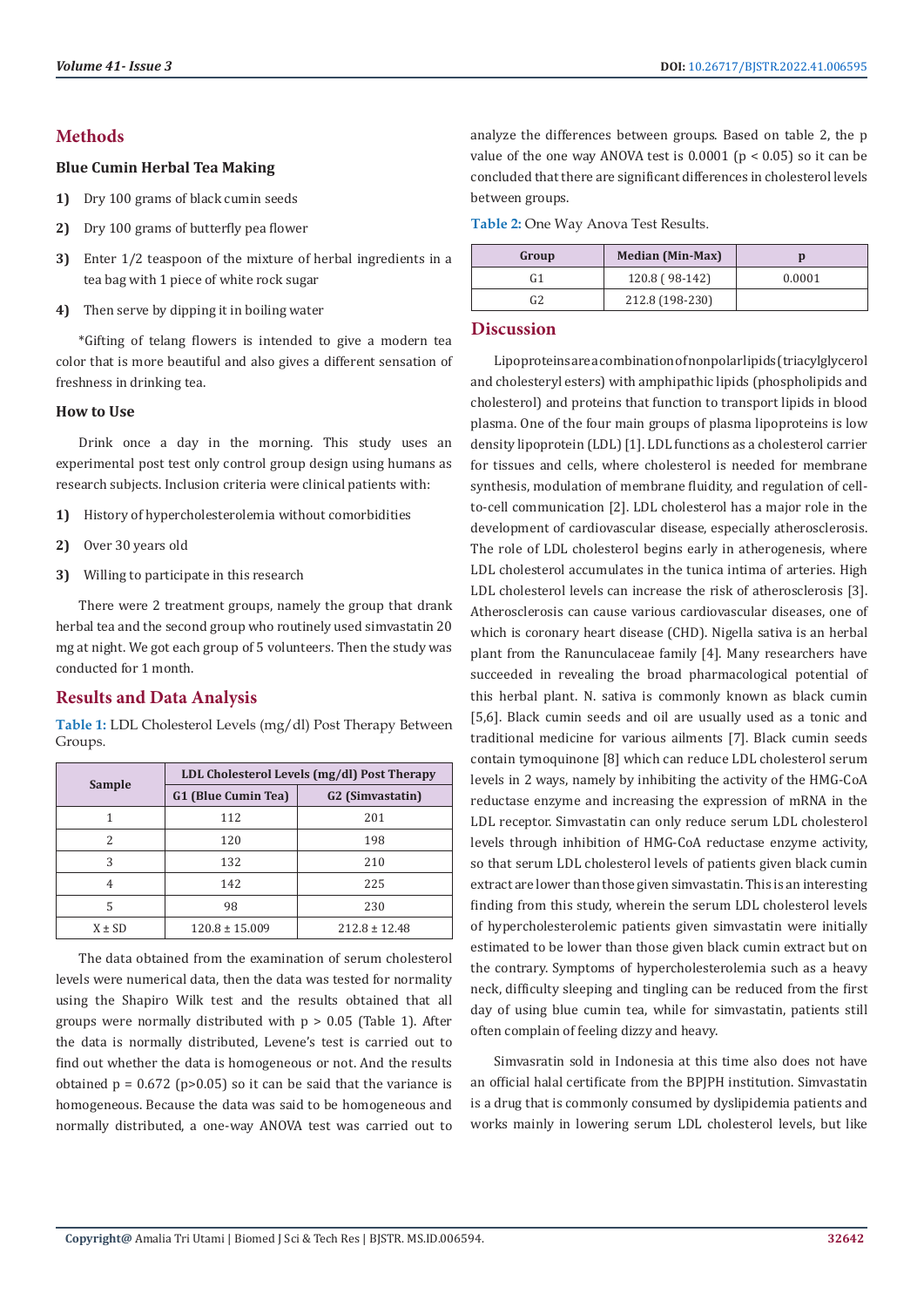## Methods

### Blue Cumin Herbal Tea Making

1) Dry 100 grams of black cumin seeds
2) Dry 100 grams of butterfly pea flower
3) Enter 1/2 teaspoon of the mixture of herbal ingredients in a tea bag with 1 piece of white rock sugar
4) Then serve by dipping it in boiling water

*Gifting of telang flowers is intended to give a modern tea color that is more beautiful and also gives a different sensation of freshness in drinking tea.

### How to Use

Drink once a day in the morning. This study uses an experimental post test only control group design using humans as research subjects. Inclusion criteria were clinical patients with:

1) History of hypercholesterolemia without comorbidities
2) Over 30 years old
3) Willing to participate in this research

There were 2 treatment groups, namely the group that drank herbal tea and the second group who routinely used simvastatin 20 mg at night. We got each group of 5 volunteers. Then the study was conducted for 1 month.

## Results and Data Analysis

**Table 1:** LDL Cholesterol Levels (mg/dl) Post Therapy Between Groups.

| Sample | LDL Cholesterol Levels (mg/dl) Post Therapy | |
|---|---|---|
| | G1 (Blue Cumin Tea) | G2 (Simvastatin) |
| 1 | 112 | 201 |
| 2 | 120 | 198 |
| 3 | 132 | 210 |
| 4 | 142 | 225 |
| 5 | 98 | 230 |
| X ± SD | 120.8 ± 15.009 | 212.8 ± 12.48 |

The data obtained from the examination of serum cholesterol levels were numerical data, then the data was tested for normality using the Shapiro Wilk test and the results obtained that all groups were normally distributed with $p > 0.05$ (Table 1). After the data is normally distributed, Levene's test is carried out to find out whether the data is homogeneous or not. And the results obtained $p = 0.672$ ($p>0.05$) so it can be said that the variance is homogeneous. Because the data was said to be homogeneous and normally distributed, a one-way ANOVA test was carried out to analyze the differences between groups. Based on table 2, the p value of the one way ANOVA test is 0.0001 ($p < 0.05$) so it can be concluded that there are significant differences in cholesterol levels between groups.

**Table 2:** One Way Anova Test Results.

| Group | Median (Min-Max) | p |
|---|---|---|
| G1 | 120.8 ( 98-142) | 0.0001 |
| G2 | 212.8 (198-230) | |

## Discussion

Lipoproteins are a combination of nonpolar lipids (triacylglycerol and cholesteryl esters) with amphipathic lipids (phospholipids and cholesterol) and proteins that function to transport lipids in blood plasma. One of the four main groups of plasma lipoproteins is low density lipoprotein (LDL) [1]. LDL functions as a cholesterol carrier for tissues and cells, where cholesterol is needed for membrane synthesis, modulation of membrane fluidity, and regulation of cell-to-cell communication [2]. LDL cholesterol has a major role in the development of cardiovascular disease, especially atherosclerosis. The role of LDL cholesterol begins early in atherogenesis, where LDL cholesterol accumulates in the tunica intima of arteries. High LDL cholesterol levels can increase the risk of atherosclerosis [3]. Atherosclerosis can cause various cardiovascular diseases, one of which is coronary heart disease (CHD). Nigella sativa is an herbal plant from the Ranunculaceae family [4]. Many researchers have succeeded in revealing the broad pharmacological potential of this herbal plant. N. sativa is commonly known as black cumin [5,6]. Black cumin seeds and oil are usually used as a tonic and traditional medicine for various ailments [7]. Black cumin seeds contain tymoquinone [8] which can reduce LDL cholesterol serum levels in 2 ways, namely by inhibiting the activity of the HMG-CoA reductase enzyme and increasing the expression of mRNA in the LDL receptor. Simvastatin can only reduce serum LDL cholesterol levels through inhibition of HMG-CoA reductase enzyme activity, so that serum LDL cholesterol levels of patients given black cumin extract are lower than those given simvastatin. This is an interesting finding from this study, wherein the serum LDL cholesterol levels of hypercholesterolemic patients given simvastatin were initially estimated to be lower than those given black cumin extract but on the contrary. Symptoms of hypercholesterolemia such as a heavy neck, difficulty sleeping and tingling can be reduced from the first day of using blue cumin tea, while for simvastatin, patients still often complain of feeling dizzy and heavy.

Simvasratin sold in Indonesia at this time also does not have an official halal certificate from the BPJPH institution. Simvastatin is a drug that is commonly consumed by dyslipidemia patients and works mainly in lowering serum LDL cholesterol levels, but like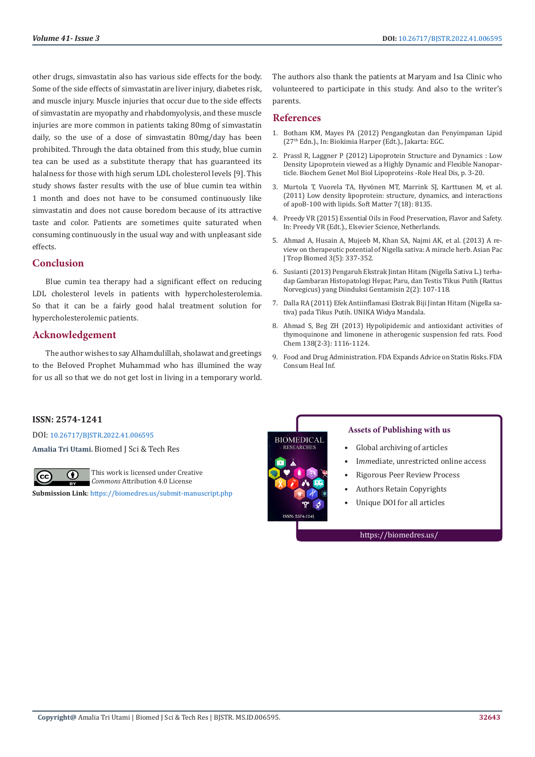other drugs, simvastatin also has various side effects for the body. Some of the side effects of simvastatin are liver injury, diabetes risk, and muscle injury. Muscle injuries that occur due to the side effects of simvastatin are myopathy and rhabdomyolysis, and these muscle injuries are more common in patients taking 80mg of simvastatin daily, so the use of a dose of simvastatin 80mg/day has been prohibited. Through the data obtained from this study, blue cumin tea can be used as a substitute therapy that has guaranteed its halalness for those with high serum LDL cholesterol levels [9]. This study shows faster results with the use of blue cumin tea within 1 month and does not have to be consumed continuously like simvastatin and does not cause boredom because of its attractive taste and color. Patients are sometimes quite saturated when consuming continuously in the usual way and with unpleasant side effects.

## Conclusion

Blue cumin tea therapy had a significant effect on reducing LDL cholesterol levels in patients with hypercholesterolemia. So that it can be a fairly good halal treatment solution for hypercholesterolemic patients.

## Acknowledgement

The author wishes to say Alhamdulillah, sholawat and greetings to the Beloved Prophet Muhammad who has illumined the way for us all so that we do not get lost in living in a temporary world. The authors also thank the patients at Maryam and Isa Clinic who volunteered to participate in this study. And also to the writer's parents.

## References

1. Botham KM, Mayes PA (2012) Pengangkutan dan Penyimpanan Lipid (27[th] Edn.)., In: Biokimia Harper (Edt.)., Jakarta: EGC.
2. Prassl R, Laggner P (2012) Lipoprotein Structure and Dynamics : Low Density Lipoprotein viewed as a Highly Dynamic and Flexible Nanoparticle. Biochem Genet Mol Biol Lipoproteins -Role Heal Dis, p. 3-20.
3. Murtola T, Vuorela TA, Hyvönen MT, Marrink SJ, Karttunen M, et al. (2011) Low density lipoprotein: structure, dynamics, and interactions of apoB-100 with lipids. Soft Matter 7(18): 8135.
4. Preedy VR (2015) Essential Oils in Food Preservation, Flavor and Safety. In: Preedy VR (Edt.)., Elsevier Science, Netherlands.
5. Ahmad A, Husain A, Mujeeb M, Khan SA, Najmi AK, et al. (2013) A review on therapeutic potential of Nigella sativa: A miracle herb. Asian Pac J Trop Biomed 3(5): 337-352.
6. Susianti (2013) Pengaruh Ekstrak Jintan Hitam (Nigella Sativa L.) terhadap Gambaran Histopatologi Hepar, Paru, dan Testis Tikus Putih (Rattus Norvegicus) yang Diinduksi Gentamisin 2(2): 107-118.
7. Dalla RA (2011) Efek Antiinflamasi Ekstrak Biji Jintan Hitam (Nigella sativa) pada Tikus Putih. UNIKA Widya Mandala.
8. Ahmad S, Beg ZH (2013) Hypolipidemic and antioxidant activities of thymoquinone and limonene in atherogenic suspension fed rats. Food Chem 138(2-3): 1116-1124.
9. Food and Drug Administration. FDA Expands Advice on Statin Risks. FDA Consum Heal Inf.

**ISSN: 2574-1241**

DOI: 10.26717/BJSTR.2022.41.006595

**Amalia Tri Utami.** Biomed J Sci & Tech Res

This work is licensed under Creative *Commons* Attribution 4.0 License

**Submission Link**: https://biomedres.us/submit-manuscript.php

**Assets of Publishing with us**

- Global archiving of articles
- Immediate, unrestricted online access
- Rigorous Peer Review Process
- Authors Retain Copyrights
- Unique DOI for all articles

https://biomedres.us/